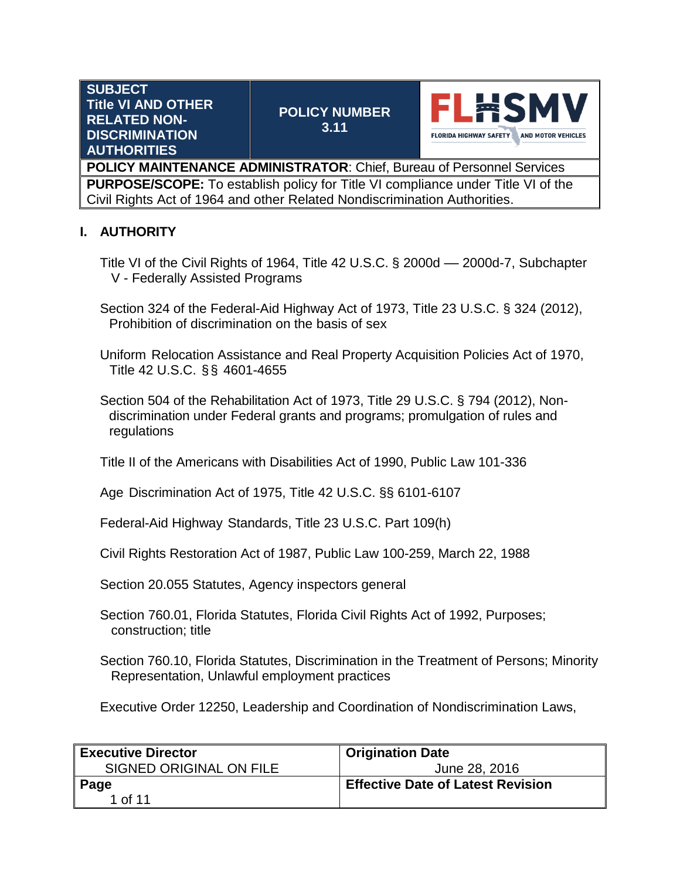| SUBJECT Title VI AND OTHER RELATED NON-DISCRIMINATION AUTHORITIES | POLICY NUMBER 3.11 | FLHSMV FLORIDA HIGHWAY SAFETY AND MOTOR VEHICLES |
|---|---|---|
| **POLICY MAINTENANCE ADMINISTRATOR**: Chief, Bureau of Personnel Services | | |
| **PURPOSE/SCOPE:** To establish policy for Title VI compliance under Title VI of the Civil Rights Act of 1964 and other Related Nondiscrimination Authorities. | | |

## I. AUTHORITY

Title VI of the Civil Rights of 1964, Title 42 U.S.C. § 2000d — 2000d-7, Subchapter V - Federally Assisted Programs

Section 324 of the Federal-Aid Highway Act of 1973, Title 23 U.S.C. § 324 (2012), Prohibition of discrimination on the basis of sex

Uniform Relocation Assistance and Real Property Acquisition Policies Act of 1970, Title 42 U.S.C. §§ 4601-4655

Section 504 of the Rehabilitation Act of 1973, Title 29 U.S.C. § 794 (2012), Non-discrimination under Federal grants and programs; promulgation of rules and regulations

Title II of the Americans with Disabilities Act of 1990, Public Law 101-336

Age Discrimination Act of 1975, Title 42 U.S.C. §§ 6101-6107

Federal-Aid Highway Standards, Title 23 U.S.C. Part 109(h)

Civil Rights Restoration Act of 1987, Public Law 100-259, March 22, 1988

Section 20.055 Statutes, Agency inspectors general

Section 760.01, Florida Statutes, Florida Civil Rights Act of 1992, Purposes; construction; title

Section 760.10, Florida Statutes, Discrimination in the Treatment of Persons; Minority Representation, Unlawful employment practices

Executive Order 12250, Leadership and Coordination of Nondiscrimination Laws,

| **Executive Director** SIGNED ORIGINAL ON FILE | **Origination Date** June 28, 2016 |
|---|---|
| **Page** 1 of 11 | **Effective Date of Latest Revision** |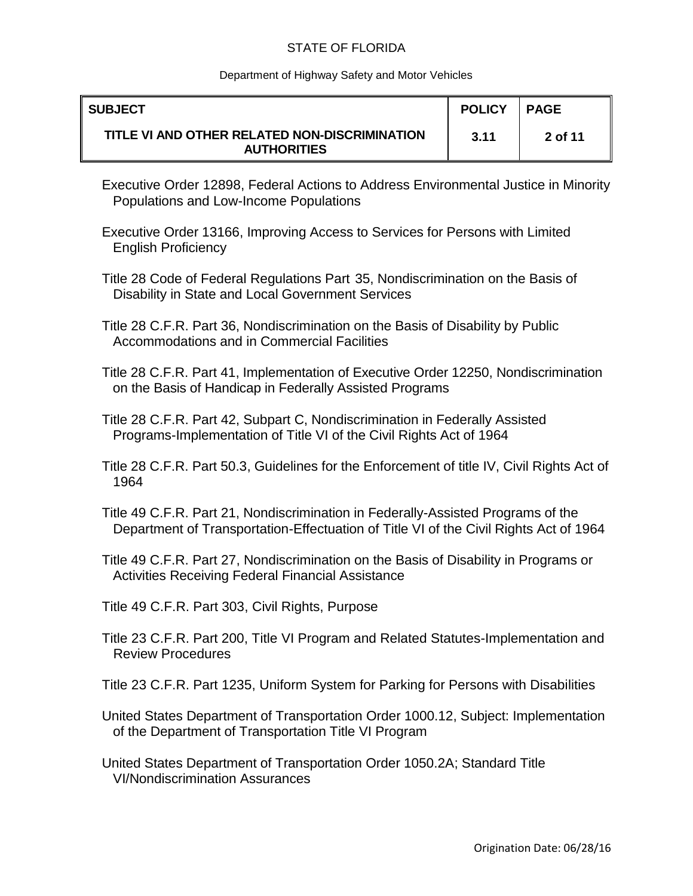Executive Order 12898, Federal Actions to Address Environmental Justice in Minority Populations and Low-Income Populations

Executive Order 13166, Improving Access to Services for Persons with Limited English Proficiency

Title 28 Code of Federal Regulations Part 35, Nondiscrimination on the Basis of Disability in State and Local Government Services

Title 28 C.F.R. Part 36, Nondiscrimination on the Basis of Disability by Public Accommodations and in Commercial Facilities

Title 28 C.F.R. Part 41, Implementation of Executive Order 12250, Nondiscrimination on the Basis of Handicap in Federally Assisted Programs

Title 28 C.F.R. Part 42, Subpart C, Nondiscrimination in Federally Assisted Programs-Implementation of Title VI of the Civil Rights Act of 1964

Title 28 C.F.R. Part 50.3, Guidelines for the Enforcement of title IV, Civil Rights Act of 1964

Title 49 C.F.R. Part 21, Nondiscrimination in Federally-Assisted Programs of the Department of Transportation-Effectuation of Title VI of the Civil Rights Act of 1964

Title 49 C.F.R. Part 27, Nondiscrimination on the Basis of Disability in Programs or Activities Receiving Federal Financial Assistance

Title 49 C.F.R. Part 303, Civil Rights, Purpose

Title 23 C.F.R. Part 200, Title VI Program and Related Statutes-Implementation and Review Procedures

Title 23 C.F.R. Part 1235, Uniform System for Parking for Persons with Disabilities

United States Department of Transportation Order 1000.12, Subject: Implementation of the Department of Transportation Title VI Program

United States Department of Transportation Order 1050.2A; Standard Title VI/Nondiscrimination Assurances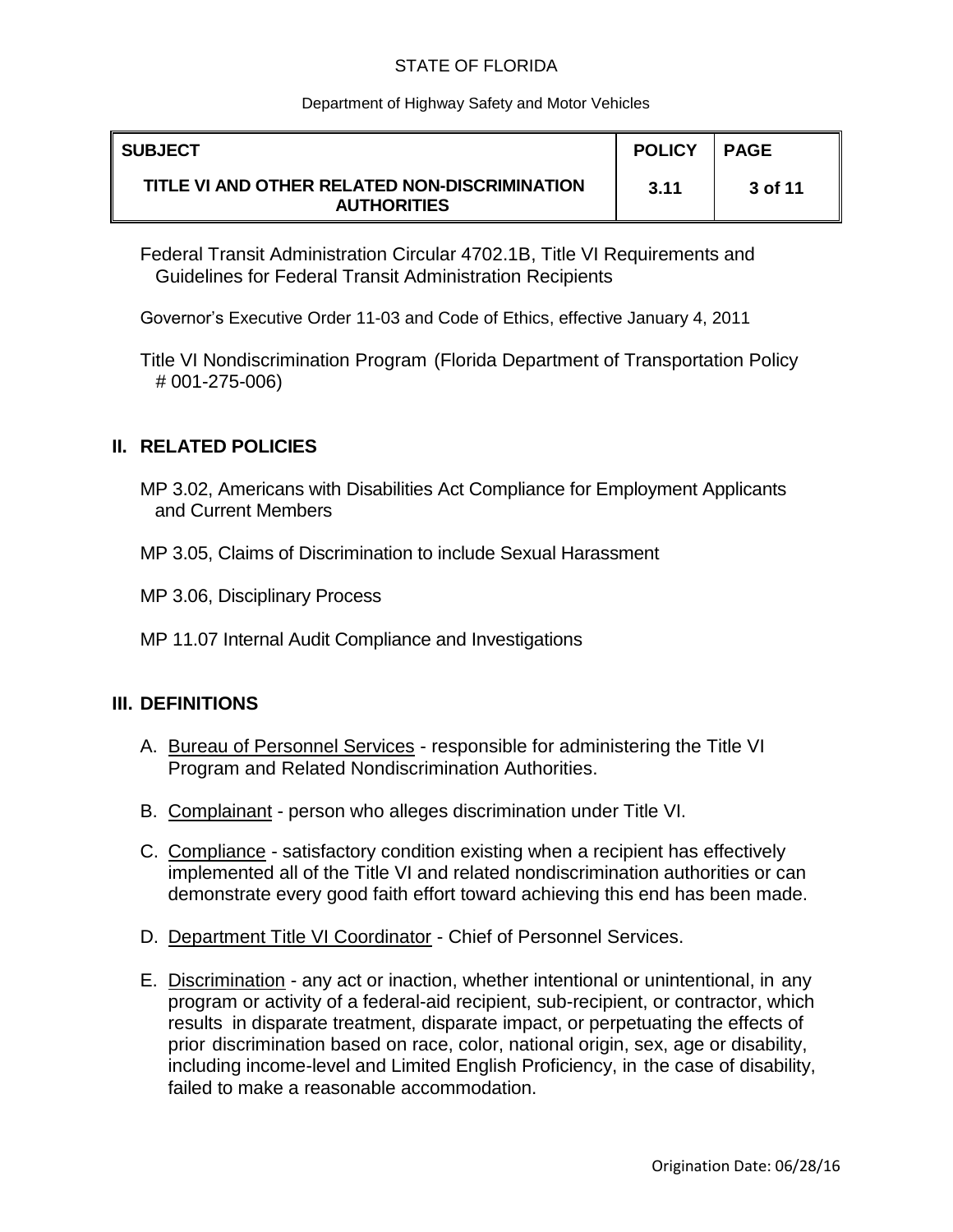Federal Transit Administration Circular 4702.1B, Title VI Requirements and Guidelines for Federal Transit Administration Recipients

Governor's Executive Order 11-03 and Code of Ethics, effective January 4, 2011

Title VI Nondiscrimination Program (Florida Department of Transportation Policy # 001-275-006)

## II. RELATED POLICIES

MP 3.02, Americans with Disabilities Act Compliance for Employment Applicants and Current Members

MP 3.05, Claims of Discrimination to include Sexual Harassment

MP 3.06, Disciplinary Process

MP 11.07 Internal Audit Compliance and Investigations

## III. DEFINITIONS

A. Bureau of Personnel Services - responsible for administering the Title VI Program and Related Nondiscrimination Authorities.

B. Complainant - person who alleges discrimination under Title VI.

C. Compliance - satisfactory condition existing when a recipient has effectively implemented all of the Title VI and related nondiscrimination authorities or can demonstrate every good faith effort toward achieving this end has been made.

D. Department Title VI Coordinator - Chief of Personnel Services.

E. Discrimination - any act or inaction, whether intentional or unintentional, in any program or activity of a federal-aid recipient, sub-recipient, or contractor, which results in disparate treatment, disparate impact, or perpetuating the effects of prior discrimination based on race, color, national origin, sex, age or disability, including income-level and Limited English Proficiency, in the case of disability, failed to make a reasonable accommodation.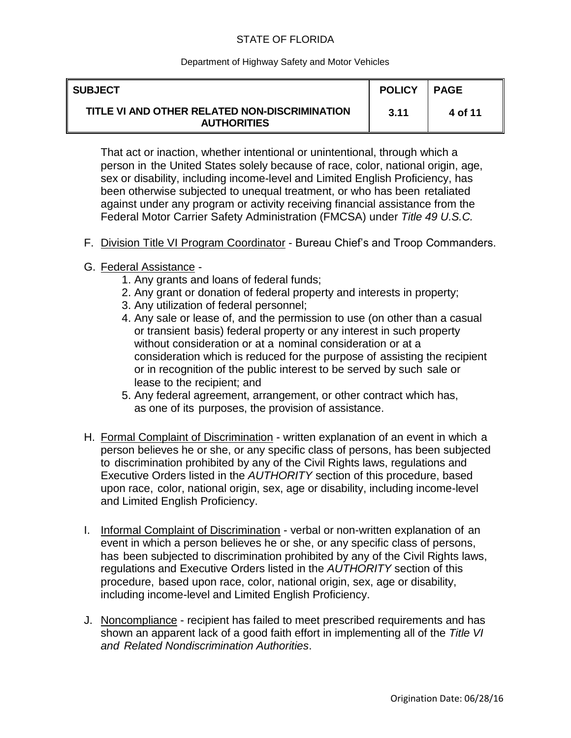That act or inaction, whether intentional or unintentional, through which a person in the United States solely because of race, color, national origin, age, sex or disability, including income-level and Limited English Proficiency, has been otherwise subjected to unequal treatment, or who has been retaliated against under any program or activity receiving financial assistance from the Federal Motor Carrier Safety Administration (FMCSA) under *Title 49 U.S.C.*

F. Division Title VI Program Coordinator - Bureau Chief's and Troop Commanders.

G. Federal Assistance -
   1. Any grants and loans of federal funds;
   2. Any grant or donation of federal property and interests in property;
   3. Any utilization of federal personnel;
   4. Any sale or lease of, and the permission to use (on other than a casual or transient basis) federal property or any interest in such property without consideration or at a nominal consideration or at a consideration which is reduced for the purpose of assisting the recipient or in recognition of the public interest to be served by such sale or lease to the recipient; and
   5. Any federal agreement, arrangement, or other contract which has, as one of its purposes, the provision of assistance.

H. Formal Complaint of Discrimination - written explanation of an event in which a person believes he or she, or any specific class of persons, has been subjected to discrimination prohibited by any of the Civil Rights laws, regulations and Executive Orders listed in the *AUTHORITY* section of this procedure, based upon race, color, national origin, sex, age or disability, including income-level and Limited English Proficiency.

I. Informal Complaint of Discrimination - verbal or non-written explanation of an event in which a person believes he or she, or any specific class of persons, has been subjected to discrimination prohibited by any of the Civil Rights laws, regulations and Executive Orders listed in the *AUTHORITY* section of this procedure, based upon race, color, national origin, sex, age or disability, including income-level and Limited English Proficiency.

J. Noncompliance - recipient has failed to meet prescribed requirements and has shown an apparent lack of a good faith effort in implementing all of the *Title VI and Related Nondiscrimination Authorities*.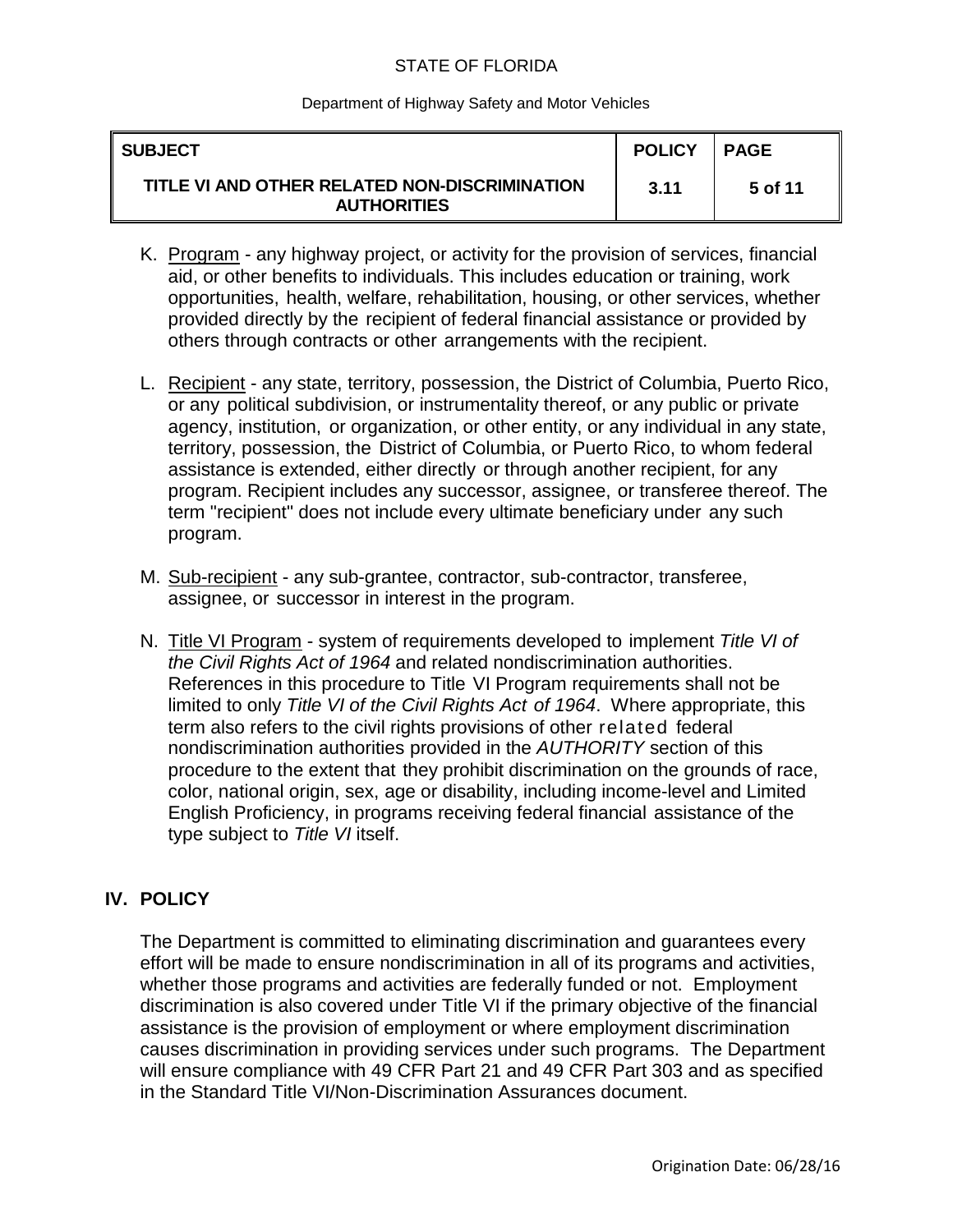K. <u>Program</u> - any highway project, or activity for the provision of services, financial aid, or other benefits to individuals. This includes education or training, work opportunities, health, welfare, rehabilitation, housing, or other services, whether provided directly by the recipient of federal financial assistance or provided by others through contracts or other arrangements with the recipient.

L. <u>Recipient</u> - any state, territory, possession, the District of Columbia, Puerto Rico, or any political subdivision, or instrumentality thereof, or any public or private agency, institution, or organization, or other entity, or any individual in any state, territory, possession, the District of Columbia, or Puerto Rico, to whom federal assistance is extended, either directly or through another recipient, for any program. Recipient includes any successor, assignee, or transferee thereof. The term "recipient" does not include every ultimate beneficiary under any such program.

M. <u>Sub-recipient</u> - any sub-grantee, contractor, sub-contractor, transferee, assignee, or successor in interest in the program.

N. <u>Title VI Program</u> - system of requirements developed to implement *Title VI of the Civil Rights Act of 1964* and related nondiscrimination authorities. References in this procedure to Title VI Program requirements shall not be limited to only *Title VI of the Civil Rights Act of 1964*. Where appropriate, this term also refers to the civil rights provisions of other related federal nondiscrimination authorities provided in the *AUTHORITY* section of this procedure to the extent that they prohibit discrimination on the grounds of race, color, national origin, sex, age or disability, including income-level and Limited English Proficiency, in programs receiving federal financial assistance of the type subject to *Title VI* itself.

## IV. POLICY

The Department is committed to eliminating discrimination and guarantees every effort will be made to ensure nondiscrimination in all of its programs and activities, whether those programs and activities are federally funded or not. Employment discrimination is also covered under Title VI if the primary objective of the financial assistance is the provision of employment or where employment discrimination causes discrimination in providing services under such programs. The Department will ensure compliance with 49 CFR Part 21 and 49 CFR Part 303 and as specified in the Standard Title VI/Non-Discrimination Assurances document.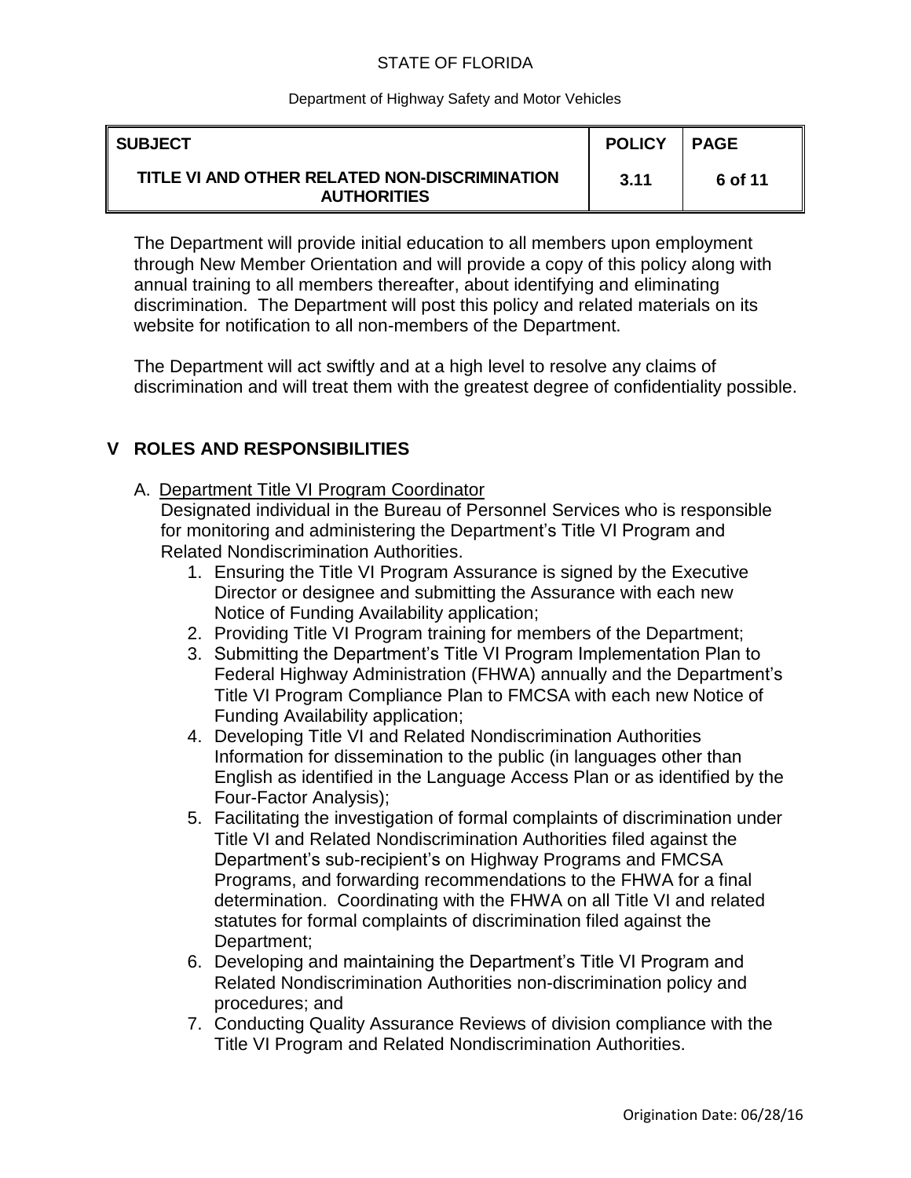The Department will provide initial education to all members upon employment through New Member Orientation and will provide a copy of this policy along with annual training to all members thereafter, about identifying and eliminating discrimination. The Department will post this policy and related materials on its website for notification to all non-members of the Department.

The Department will act swiftly and at a high level to resolve any claims of discrimination and will treat them with the greatest degree of confidentiality possible.

## V ROLES AND RESPONSIBILITIES

A. Department Title VI Program Coordinator

Designated individual in the Bureau of Personnel Services who is responsible for monitoring and administering the Department's Title VI Program and Related Nondiscrimination Authorities.

1. Ensuring the Title VI Program Assurance is signed by the Executive Director or designee and submitting the Assurance with each new Notice of Funding Availability application;
2. Providing Title VI Program training for members of the Department;
3. Submitting the Department's Title VI Program Implementation Plan to Federal Highway Administration (FHWA) annually and the Department's Title VI Program Compliance Plan to FMCSA with each new Notice of Funding Availability application;
4. Developing Title VI and Related Nondiscrimination Authorities Information for dissemination to the public (in languages other than English as identified in the Language Access Plan or as identified by the Four-Factor Analysis);
5. Facilitating the investigation of formal complaints of discrimination under Title VI and Related Nondiscrimination Authorities filed against the Department's sub-recipient's on Highway Programs and FMCSA Programs, and forwarding recommendations to the FHWA for a final determination. Coordinating with the FHWA on all Title VI and related statutes for formal complaints of discrimination filed against the Department;
6. Developing and maintaining the Department's Title VI Program and Related Nondiscrimination Authorities non-discrimination policy and procedures; and
7. Conducting Quality Assurance Reviews of division compliance with the Title VI Program and Related Nondiscrimination Authorities.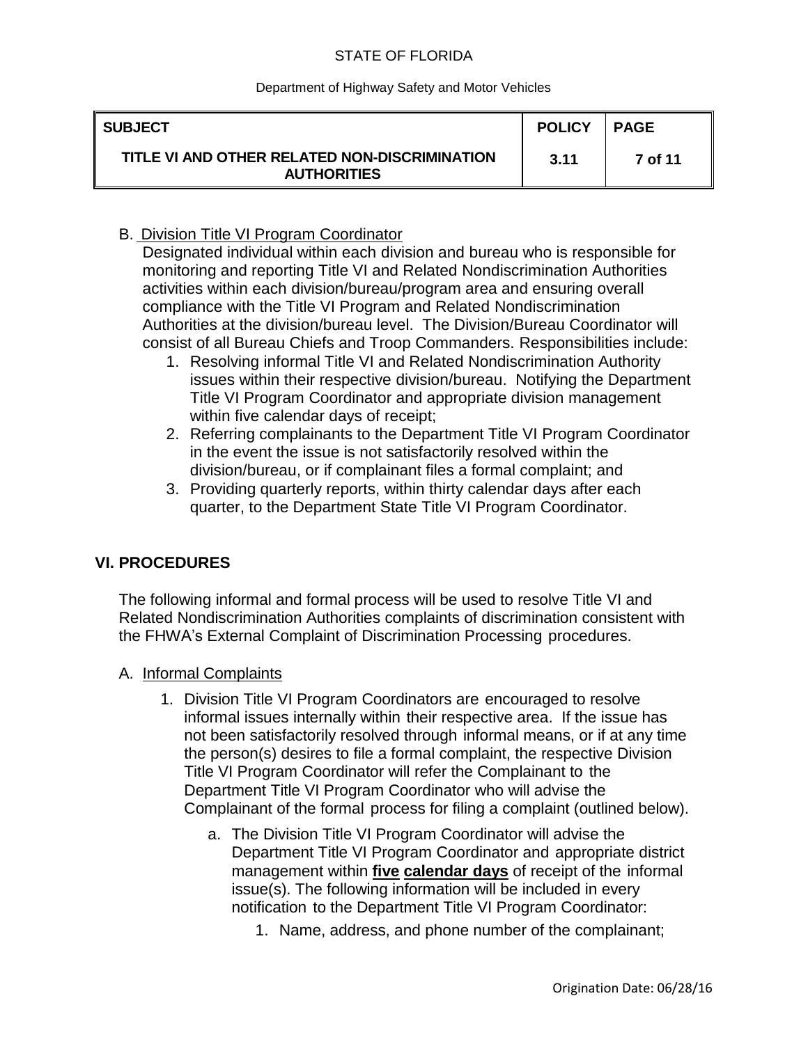B. Division Title VI Program Coordinator

Designated individual within each division and bureau who is responsible for monitoring and reporting Title VI and Related Nondiscrimination Authorities activities within each division/bureau/program area and ensuring overall compliance with the Title VI Program and Related Nondiscrimination Authorities at the division/bureau level. The Division/Bureau Coordinator will consist of all Bureau Chiefs and Troop Commanders. Responsibilities include:

1. Resolving informal Title VI and Related Nondiscrimination Authority issues within their respective division/bureau. Notifying the Department Title VI Program Coordinator and appropriate division management within five calendar days of receipt;
2. Referring complainants to the Department Title VI Program Coordinator in the event the issue is not satisfactorily resolved within the division/bureau, or if complainant files a formal complaint; and
3. Providing quarterly reports, within thirty calendar days after each quarter, to the Department State Title VI Program Coordinator.

## VI. PROCEDURES

The following informal and formal process will be used to resolve Title VI and Related Nondiscrimination Authorities complaints of discrimination consistent with the FHWA's External Complaint of Discrimination Processing procedures.

A. Informal Complaints

1. Division Title VI Program Coordinators are encouraged to resolve informal issues internally within their respective area. If the issue has not been satisfactorily resolved through informal means, or if at any time the person(s) desires to file a formal complaint, the respective Division Title VI Program Coordinator will refer the Complainant to the Department Title VI Program Coordinator who will advise the Complainant of the formal process for filing a complaint (outlined below).
   a. The Division Title VI Program Coordinator will advise the Department Title VI Program Coordinator and appropriate district management within **five calendar days** of receipt of the informal issue(s). The following information will be included in every notification to the Department Title VI Program Coordinator:
      1. Name, address, and phone number of the complainant;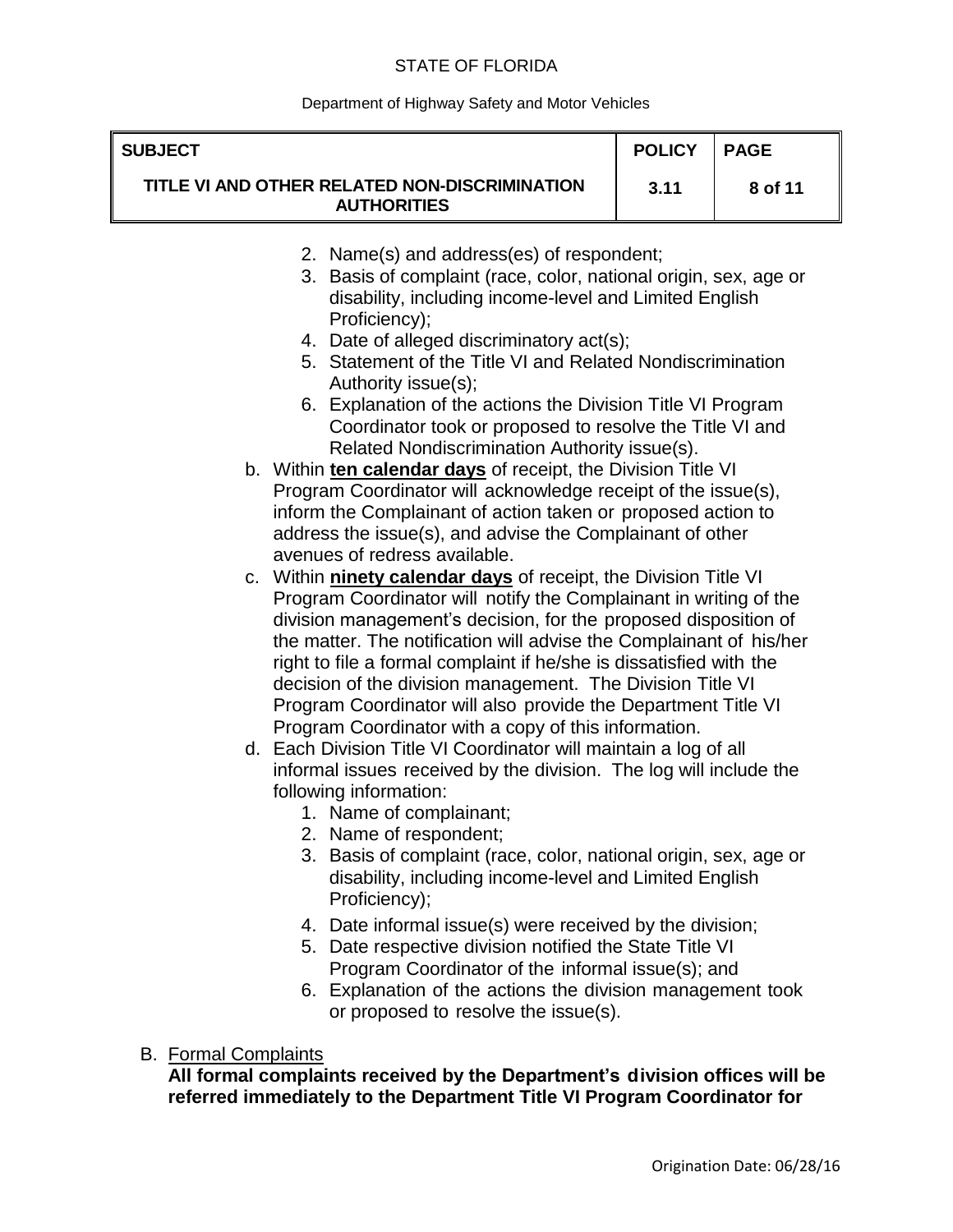2. Name(s) and address(es) of respondent;
3. Basis of complaint (race, color, national origin, sex, age or disability, including income-level and Limited English Proficiency);
4. Date of alleged discriminatory act(s);
5. Statement of the Title VI and Related Nondiscrimination Authority issue(s);
6. Explanation of the actions the Division Title VI Program Coordinator took or proposed to resolve the Title VI and Related Nondiscrimination Authority issue(s).

b. Within **ten calendar days** of receipt, the Division Title VI Program Coordinator will acknowledge receipt of the issue(s), inform the Complainant of action taken or proposed action to address the issue(s), and advise the Complainant of other avenues of redress available.

c. Within **ninety calendar days** of receipt, the Division Title VI Program Coordinator will notify the Complainant in writing of the division management's decision, for the proposed disposition of the matter. The notification will advise the Complainant of his/her right to file a formal complaint if he/she is dissatisfied with the decision of the division management. The Division Title VI Program Coordinator will also provide the Department Title VI Program Coordinator with a copy of this information.

d. Each Division Title VI Coordinator will maintain a log of all informal issues received by the division. The log will include the following information:
   1. Name of complainant;
   2. Name of respondent;
   3. Basis of complaint (race, color, national origin, sex, age or disability, including income-level and Limited English Proficiency);
   4. Date informal issue(s) were received by the division;
   5. Date respective division notified the State Title VI Program Coordinator of the informal issue(s); and
   6. Explanation of the actions the division management took or proposed to resolve the issue(s).

B. Formal Complaints

**All formal complaints received by the Department's division offices will be referred immediately to the Department Title VI Program Coordinator for**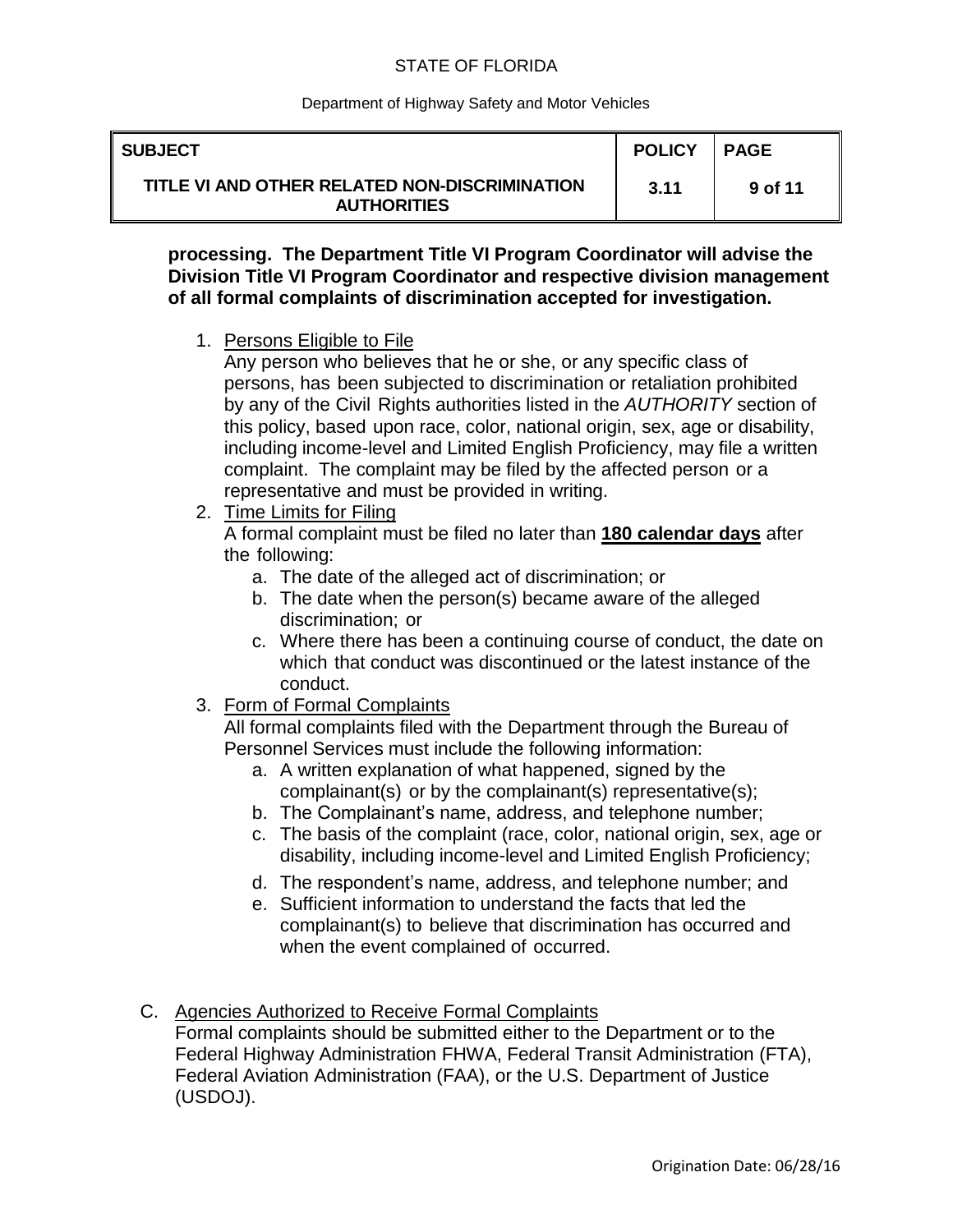**processing. The Department Title VI Program Coordinator will advise the Division Title VI Program Coordinator and respective division management of all formal complaints of discrimination accepted for investigation.**

1. Persons Eligible to File
   Any person who believes that he or she, or any specific class of persons, has been subjected to discrimination or retaliation prohibited by any of the Civil Rights authorities listed in the *AUTHORITY* section of this policy, based upon race, color, national origin, sex, age or disability, including income-level and Limited English Proficiency, may file a written complaint. The complaint may be filed by the affected person or a representative and must be provided in writing.
2. Time Limits for Filing
   A formal complaint must be filed no later than **180 calendar days** after the following:
   a. The date of the alleged act of discrimination; or
   b. The date when the person(s) became aware of the alleged discrimination; or
   c. Where there has been a continuing course of conduct, the date on which that conduct was discontinued or the latest instance of the conduct.
3. Form of Formal Complaints
   All formal complaints filed with the Department through the Bureau of Personnel Services must include the following information:
   a. A written explanation of what happened, signed by the complainant(s) or by the complainant(s) representative(s);
   b. The Complainant's name, address, and telephone number;
   c. The basis of the complaint (race, color, national origin, sex, age or disability, including income-level and Limited English Proficiency;
   d. The respondent's name, address, and telephone number; and
   e. Sufficient information to understand the facts that led the complainant(s) to believe that discrimination has occurred and when the event complained of occurred.

C. Agencies Authorized to Receive Formal Complaints
Formal complaints should be submitted either to the Department or to the Federal Highway Administration FHWA, Federal Transit Administration (FTA), Federal Aviation Administration (FAA), or the U.S. Department of Justice (USDOJ).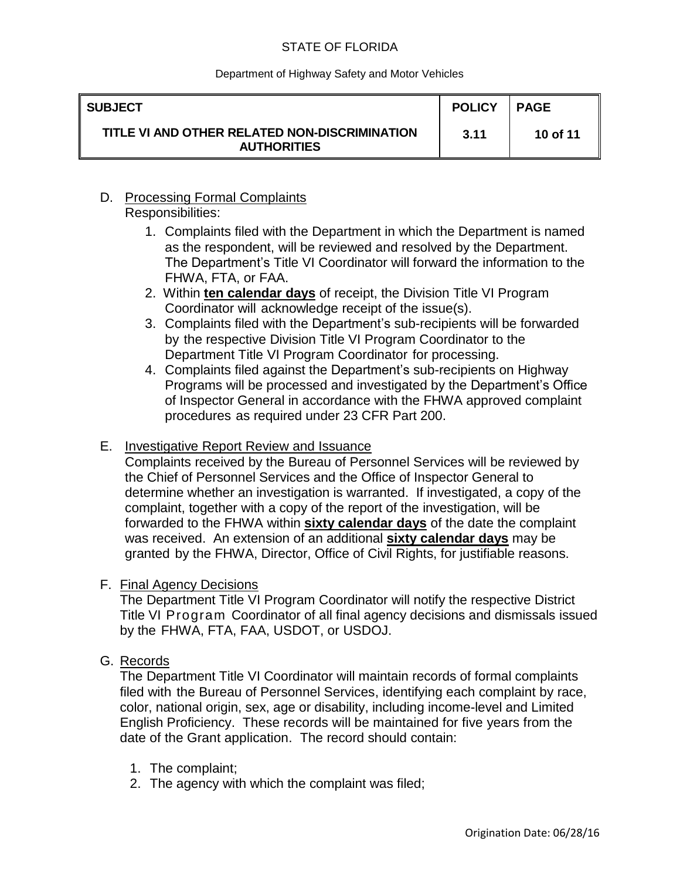D. Processing Formal Complaints

Responsibilities:

1. Complaints filed with the Department in which the Department is named as the respondent, will be reviewed and resolved by the Department. The Department's Title VI Coordinator will forward the information to the FHWA, FTA, or FAA.
2. Within **ten calendar days** of receipt, the Division Title VI Program Coordinator will acknowledge receipt of the issue(s).
3. Complaints filed with the Department's sub-recipients will be forwarded by the respective Division Title VI Program Coordinator to the Department Title VI Program Coordinator for processing.
4. Complaints filed against the Department's sub-recipients on Highway Programs will be processed and investigated by the Department's Office of Inspector General in accordance with the FHWA approved complaint procedures as required under 23 CFR Part 200.

E. Investigative Report Review and Issuance

Complaints received by the Bureau of Personnel Services will be reviewed by the Chief of Personnel Services and the Office of Inspector General to determine whether an investigation is warranted. If investigated, a copy of the complaint, together with a copy of the report of the investigation, will be forwarded to the FHWA within **sixty calendar days** of the date the complaint was received. An extension of an additional **sixty calendar days** may be granted by the FHWA, Director, Office of Civil Rights, for justifiable reasons.

F. Final Agency Decisions

The Department Title VI Program Coordinator will notify the respective District Title VI Program Coordinator of all final agency decisions and dismissals issued by the FHWA, FTA, FAA, USDOT, or USDOJ.

G. Records

The Department Title VI Coordinator will maintain records of formal complaints filed with the Bureau of Personnel Services, identifying each complaint by race, color, national origin, sex, age or disability, including income-level and Limited English Proficiency. These records will be maintained for five years from the date of the Grant application. The record should contain:

1. The complaint;
2. The agency with which the complaint was filed;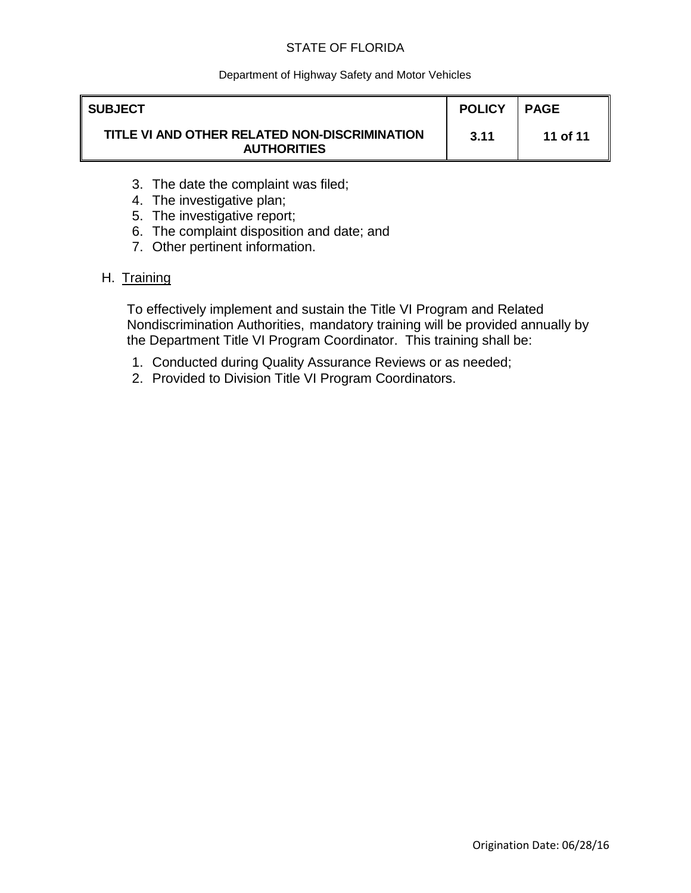3. The date the complaint was filed;
4. The investigative plan;
5. The investigative report;
6. The complaint disposition and date; and
7. Other pertinent information.

H. Training

To effectively implement and sustain the Title VI Program and Related Nondiscrimination Authorities, mandatory training will be provided annually by the Department Title VI Program Coordinator. This training shall be:

1. Conducted during Quality Assurance Reviews or as needed;
2. Provided to Division Title VI Program Coordinators.